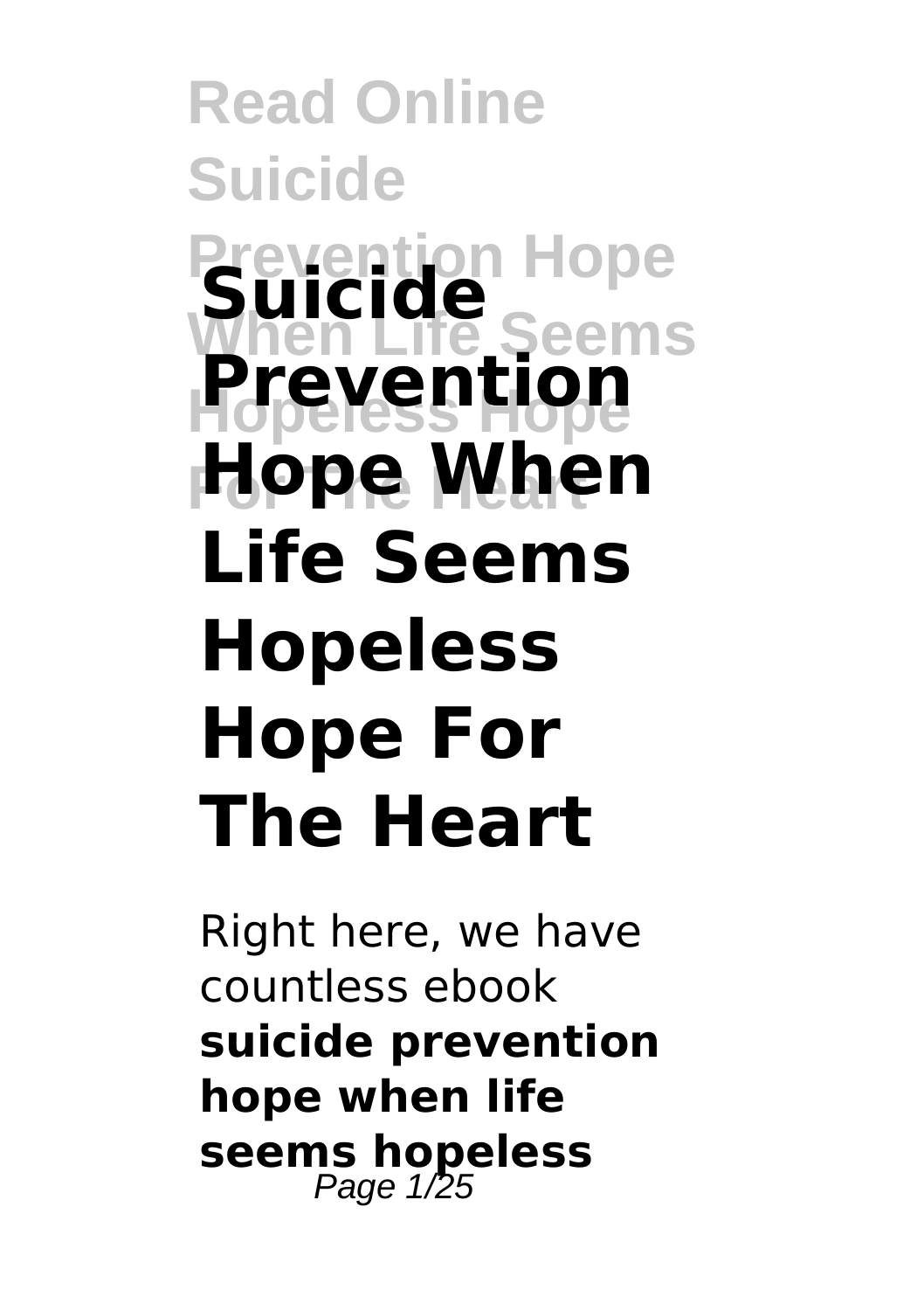# Suicide Prevention Hope When Life Seems Hopeless Hope For The Heart

Right here, we have countless ebook **suicide prevention hope when life seems hopeless**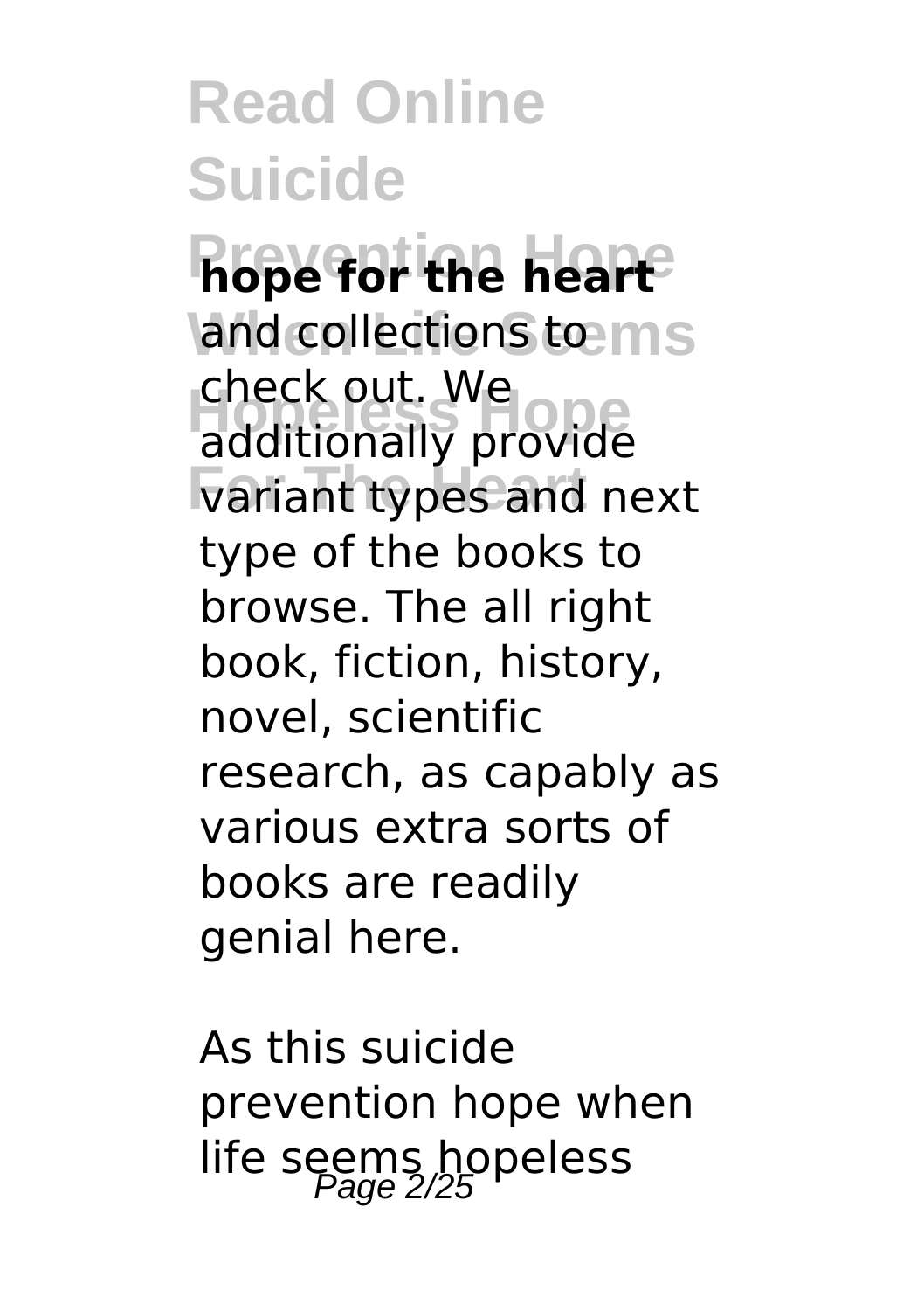**hope for the heart** and collections to check out. We additionally provide variant types and next type of the books to browse. The all right book, fiction, history, novel, scientific research, as capably as various extra sorts of books are readily genial here.

As this suicide prevention hope when life seems hopeless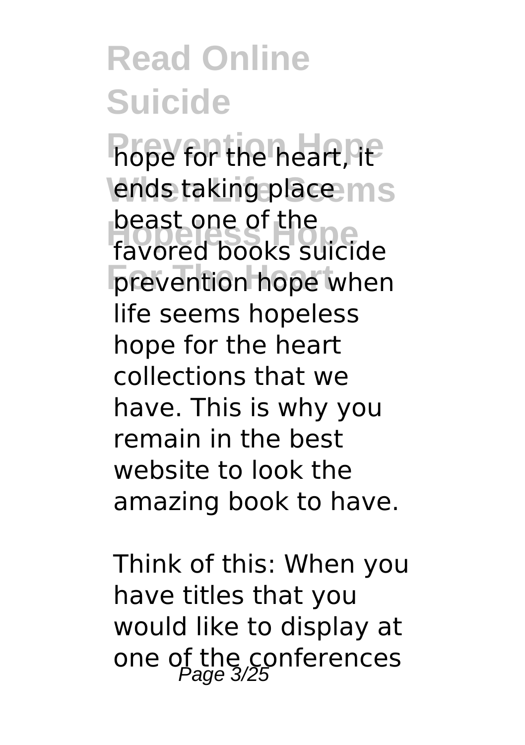hope for the heart, it ends taking place beast one of the favored books suicide prevention hope when life seems hopeless hope for the heart collections that we have. This is why you remain in the best website to look the amazing book to have.

Think of this: When you have titles that you would like to display at one of the conferences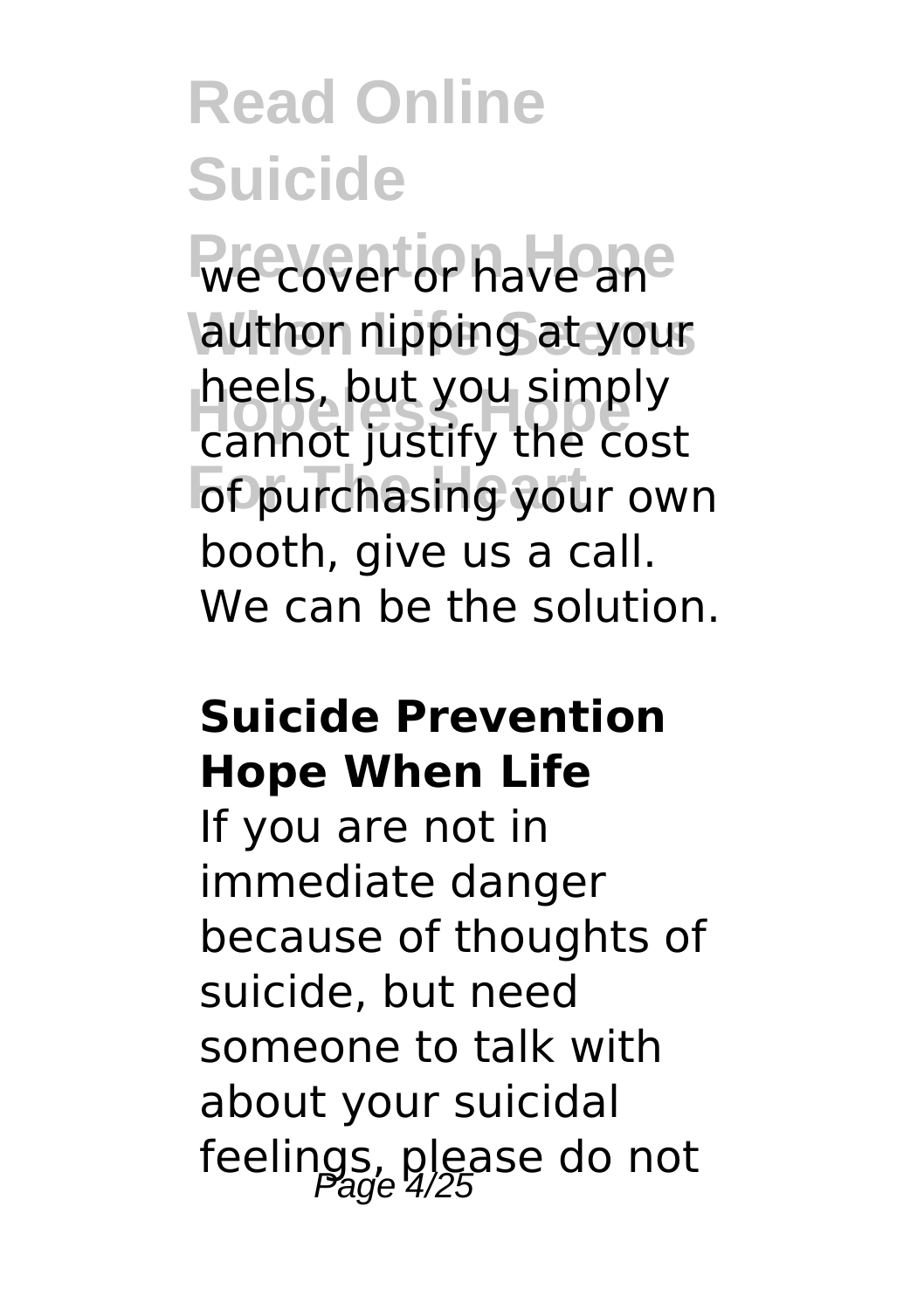we cover or have an author nipping at your heels, but you simply cannot justify the cost of purchasing your own booth, give us a call. We can be the solution.

**Suicide Prevention Hope When Life**

If you are not in immediate danger because of thoughts of suicide, but need someone to talk with about your suicidal feelings, please do not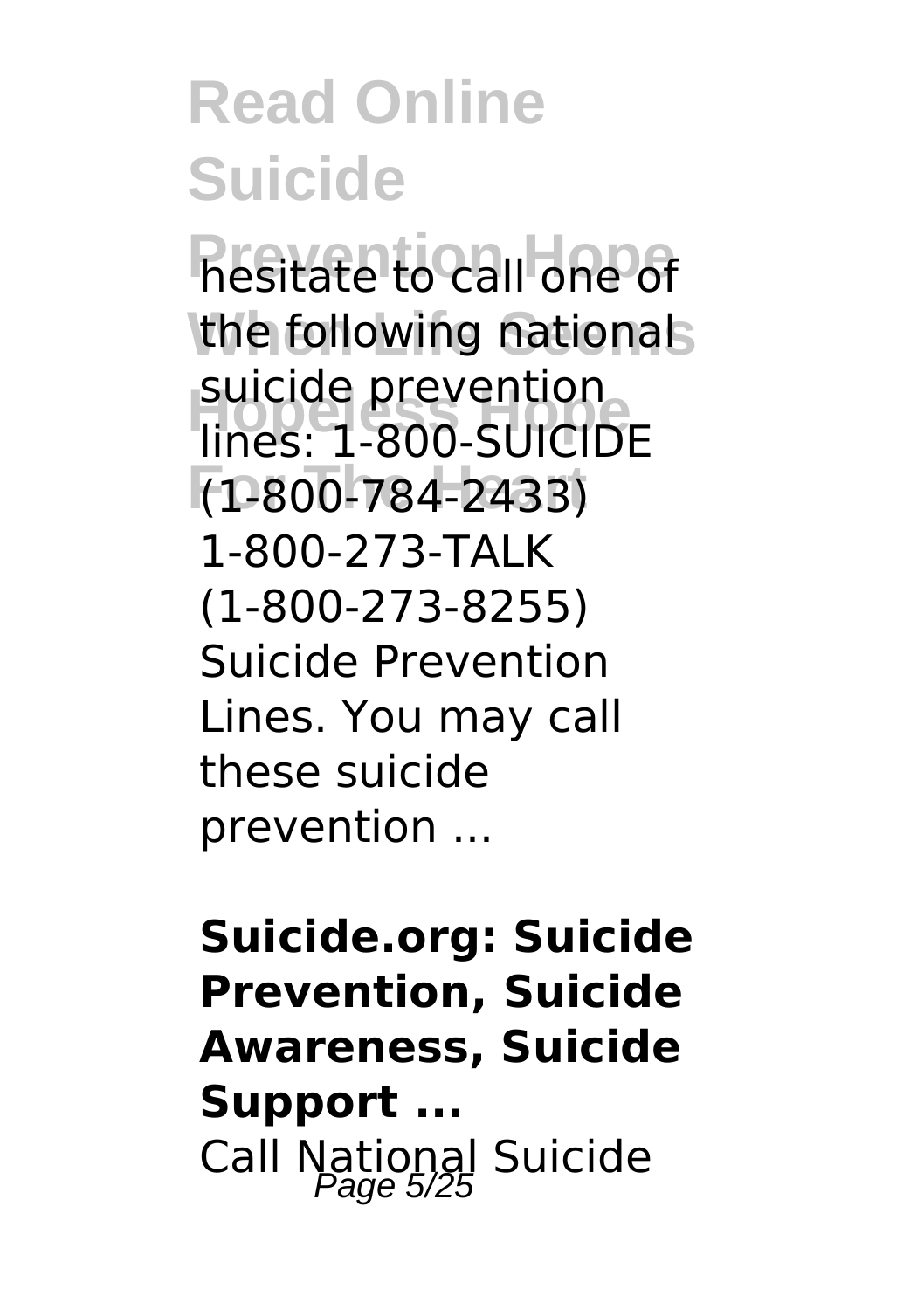hesitate to call one of the following national suicide prevention lines: 1-800-SUICIDE (1-800-784-2433) 1-800-273-TALK (1-800-273-8255) Suicide Prevention Lines. You may call these suicide prevention ...

**Suicide.org: Suicide Prevention, Suicide Awareness, Suicide Support ...**

Call National Suicide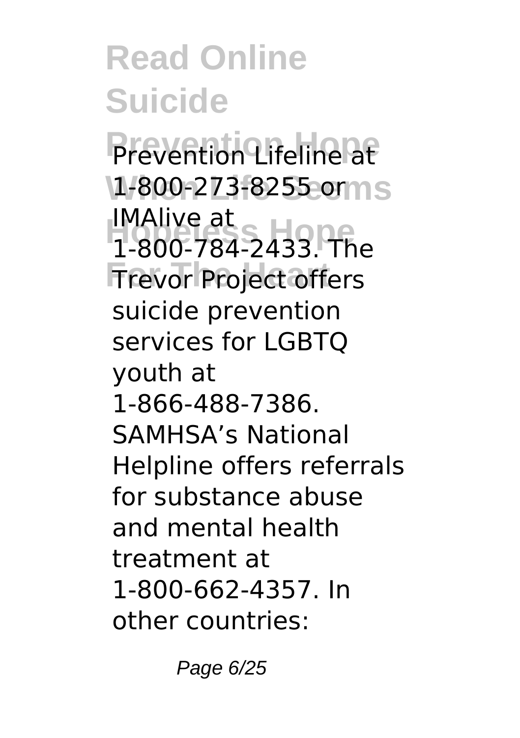Prevention Lifeline at 1-800-273-8255 or IMAlive at 1-800-784-2433. The Trevor Project offers suicide prevention services for LGBTQ youth at 1-866-488-7386. SAMHSA's National Helpline offers referrals for substance abuse and mental health treatment at 1-800-662-4357. In other countries: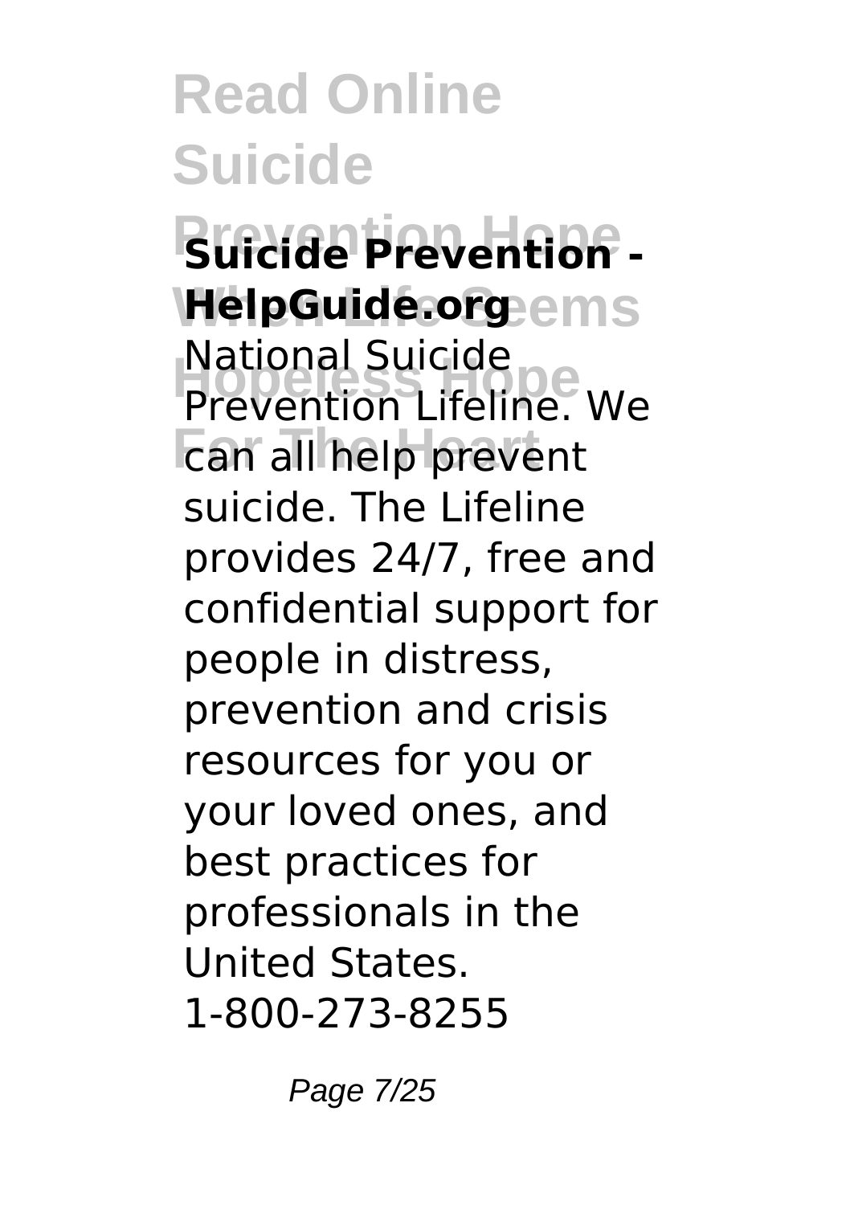**Suicide Prevention - HelpGuide.org**

National Suicide Prevention Lifeline. We can all help prevent suicide. The Lifeline provides 24/7, free and confidential support for people in distress, prevention and crisis resources for you or your loved ones, and best practices for professionals in the United States. 1-800-273-8255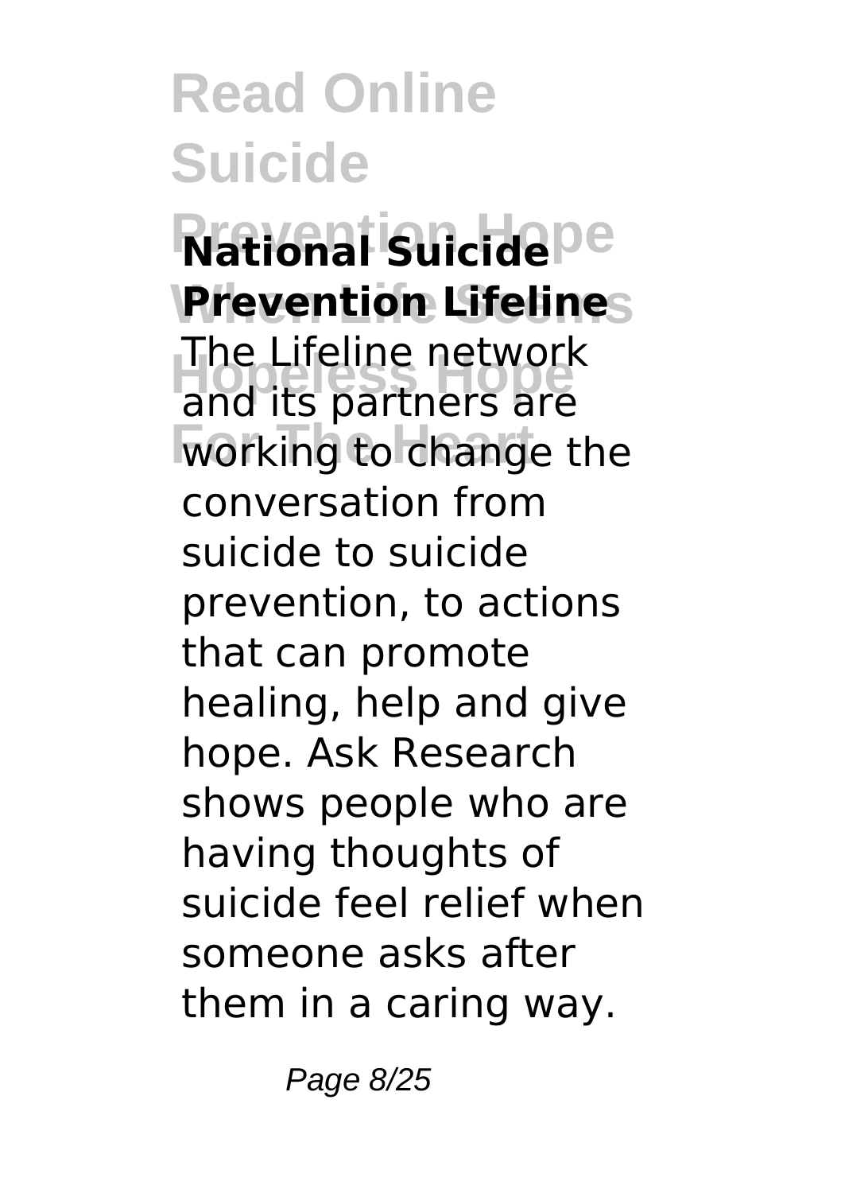**National Suicide Prevention Lifeline**

The Lifeline network and its partners are working to change the conversation from suicide to suicide prevention, to actions that can promote healing, help and give hope. Ask Research shows people who are having thoughts of suicide feel relief when someone asks after them in a caring way.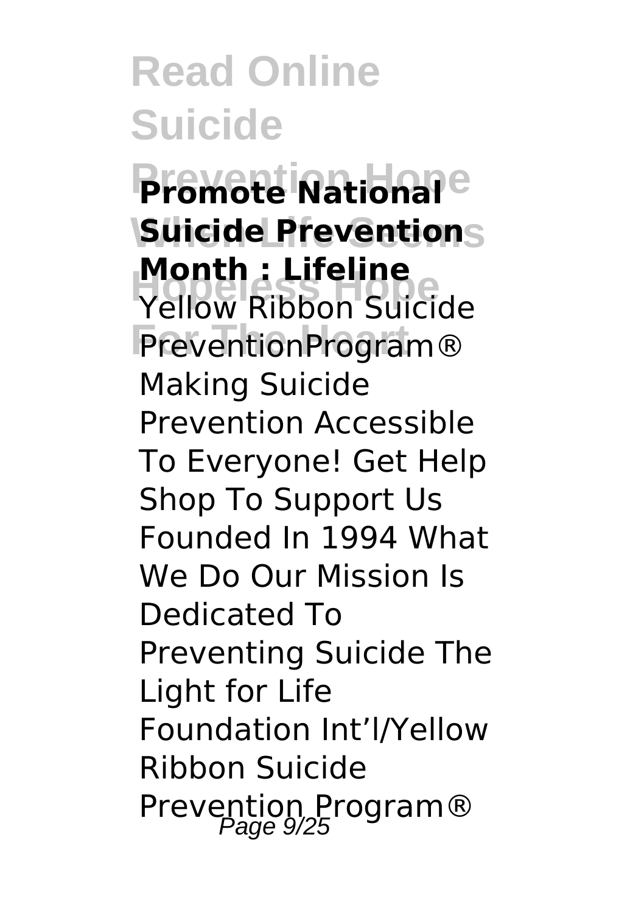**Promote National Suicide Prevention Month : Lifeline**

Yellow Ribbon Suicide PreventionProgram® Making Suicide Prevention Accessible To Everyone! Get Help Shop To Support Us Founded In 1994 What We Do Our Mission Is Dedicated To Preventing Suicide The Light for Life Foundation Int'l/Yellow Ribbon Suicide Prevention Program®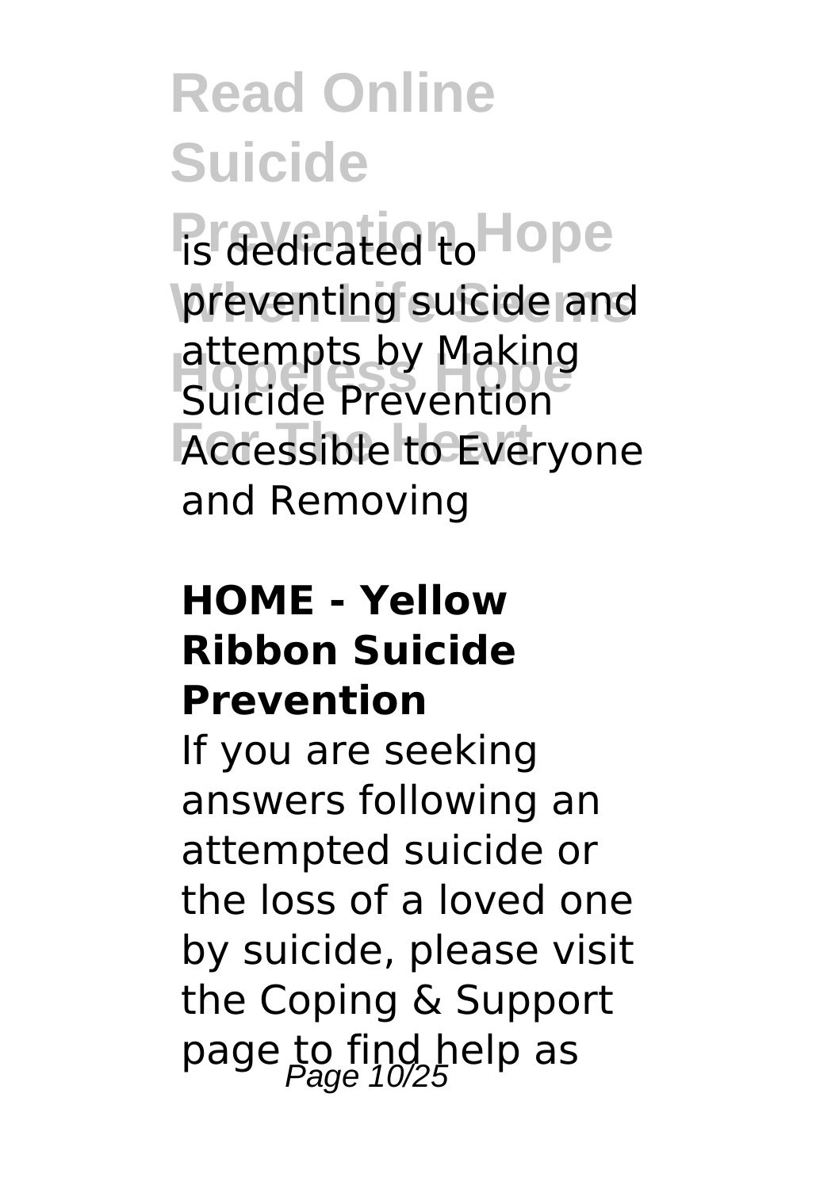is dedicated to preventing suicide and attempts by Making Suicide Prevention Accessible to Everyone and Removing

#### HOME - Yellow Ribbon Suicide Prevention

If you are seeking answers following an attempted suicide or the loss of a loved one by suicide, please visit the Coping & Support page to find help as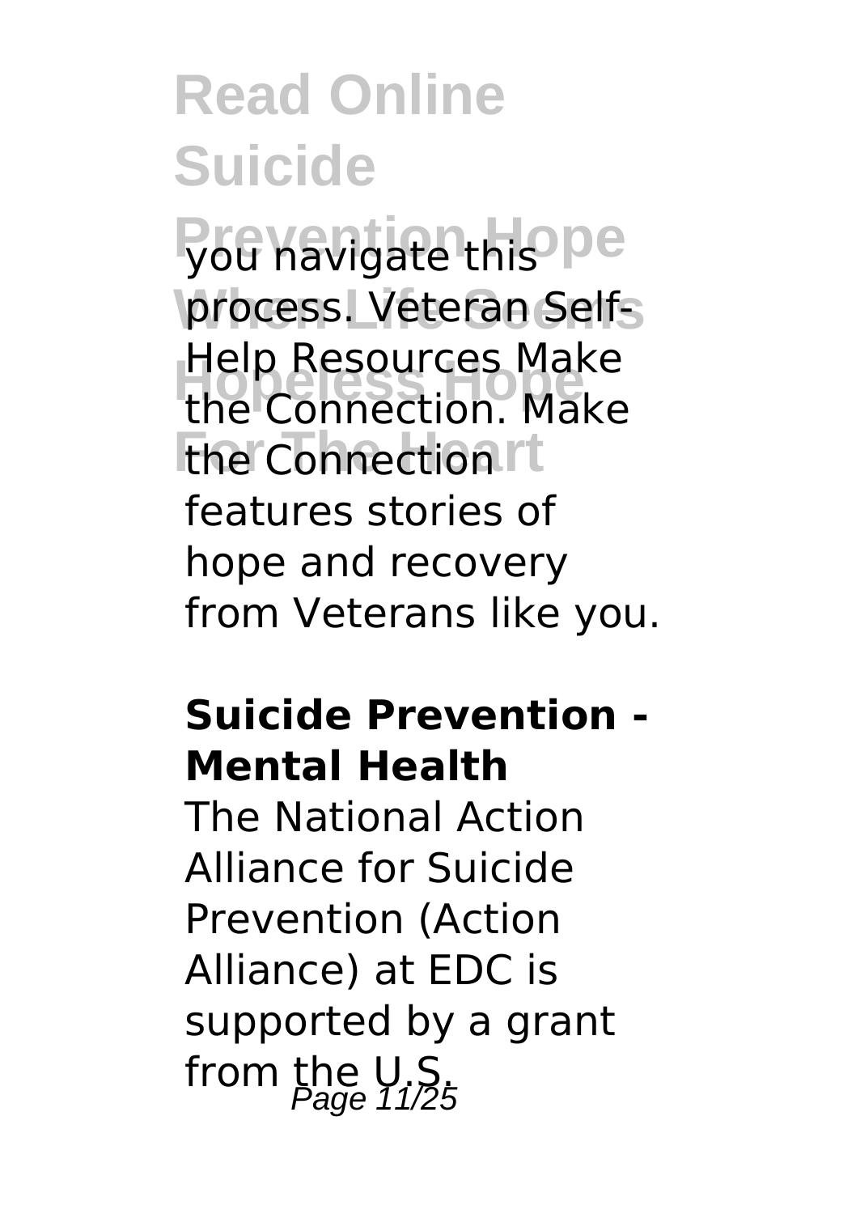you navigate this process. Veteran Self-Help Resources Make the Connection. Make the Connection features stories of hope and recovery from Veterans like you.

**Suicide Prevention - Mental Health**

The National Action Alliance for Suicide Prevention (Action Alliance) at EDC is supported by a grant from the U.S.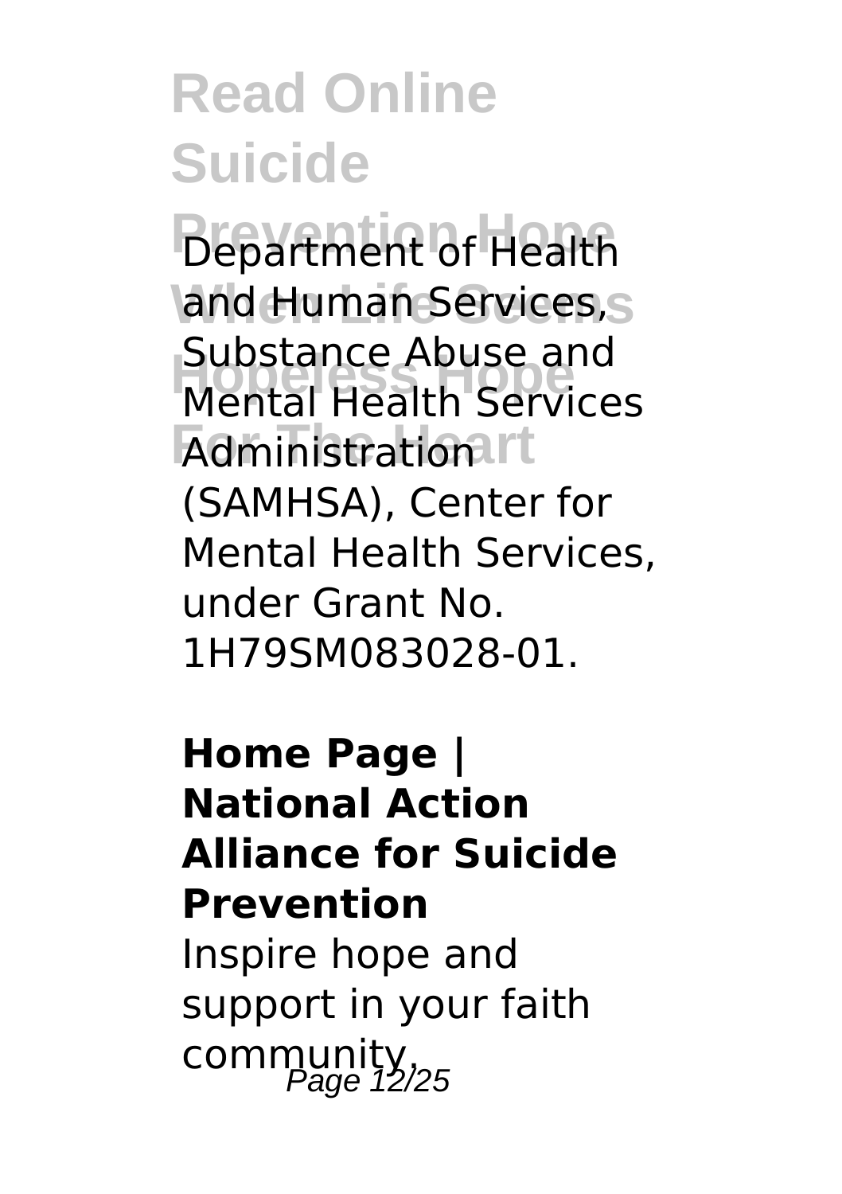Department of Health and Human Services, Substance Abuse and Mental Health Services Administration (SAMHSA), Center for Mental Health Services, under Grant No. 1H79SM083028-01.

**Home Page | National Action Alliance for Suicide Prevention**

Inspire hope and support in your faith community.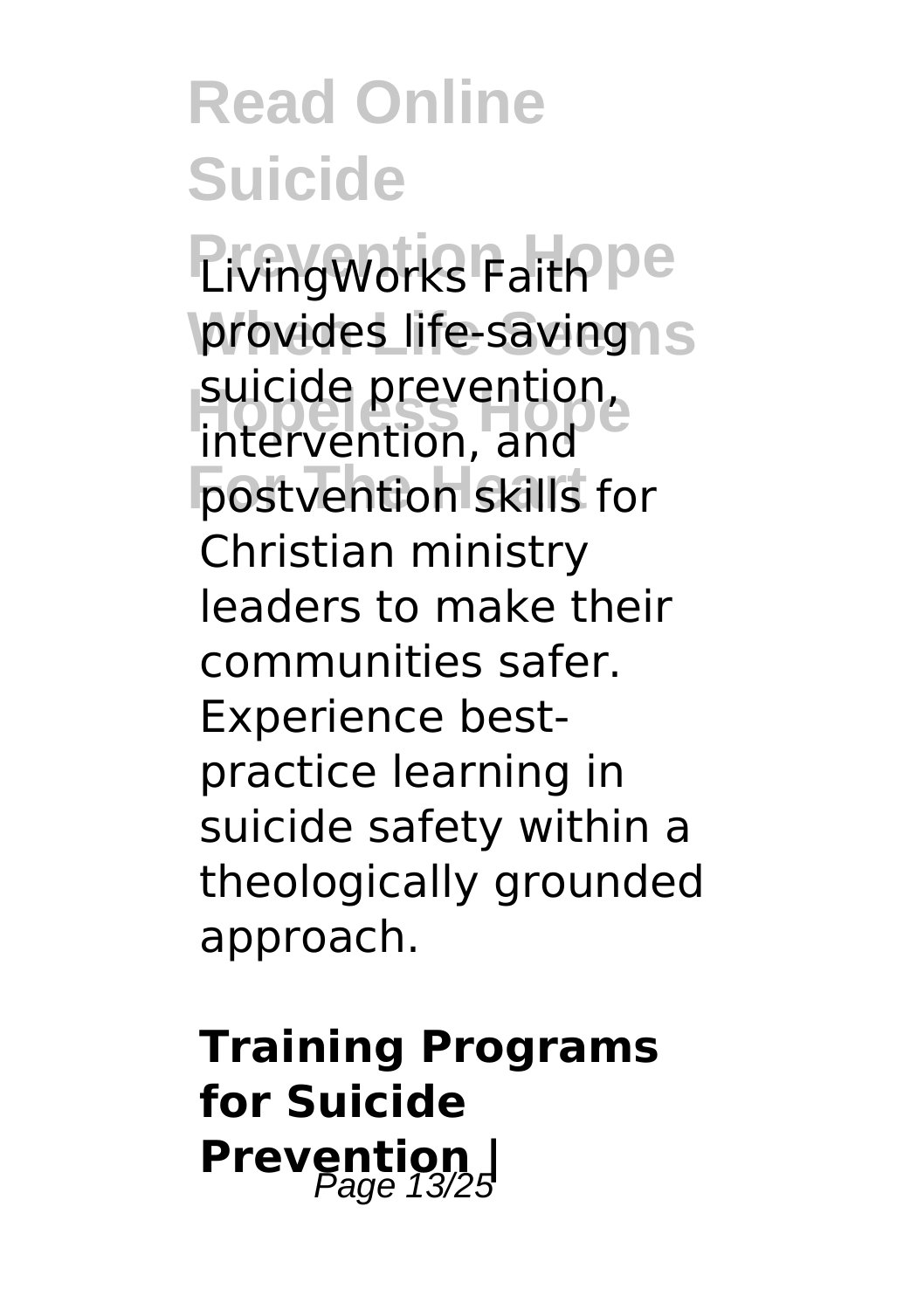LivingWorks Faith provides life-saving suicide prevention, intervention, and postvention skills for Christian ministry leaders to make their communities safer. Experience best-practice learning in suicide safety within a theologically grounded approach.

**Training Programs for Suicide Prevention |**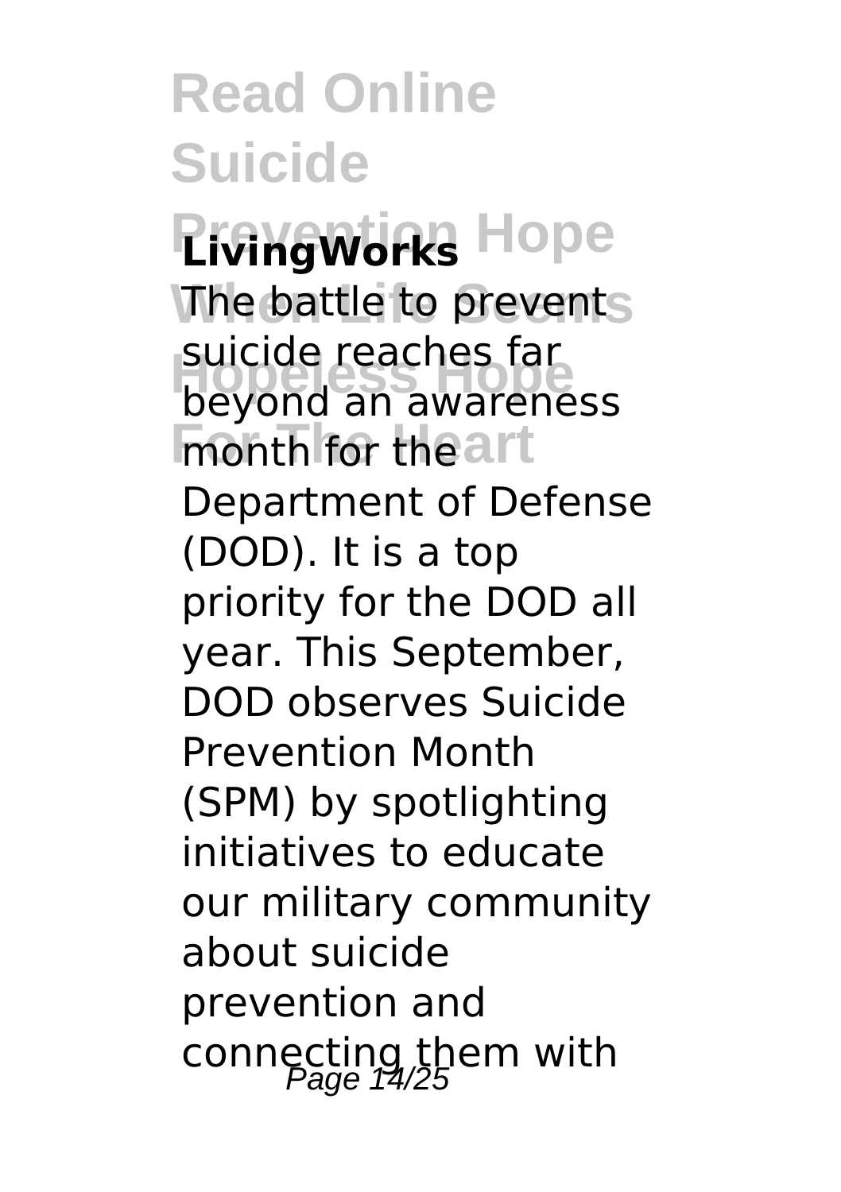## LivingWorks

The battle to prevent suicide reaches far beyond an awareness month for the Department of Defense (DOD). It is a top priority for the DOD all year. This September, DOD observes Suicide Prevention Month (SPM) by spotlighting initiatives to educate our military community about suicide prevention and connecting them with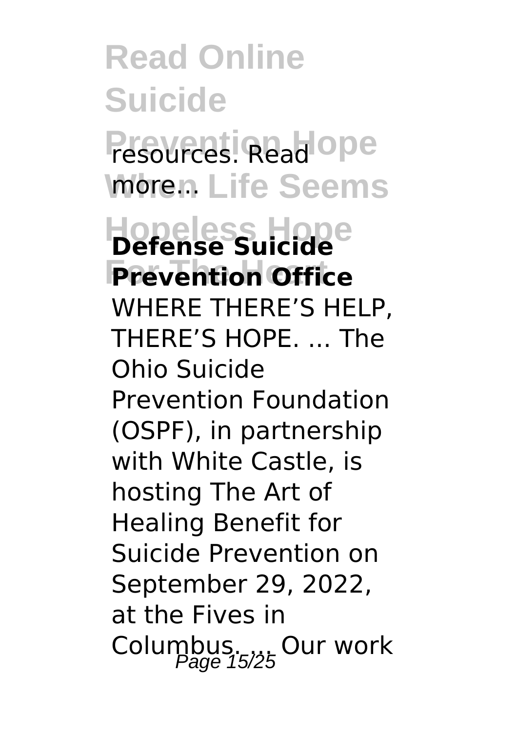resources. Read more...

**Defense Suicide Prevention Office**

WHERE THERE'S HELP, THERE'S HOPE. ... The Ohio Suicide Prevention Foundation (OSPF), in partnership with White Castle, is hosting The Art of Healing Benefit for Suicide Prevention on September 29, 2022, at the Fives in Columbus. ... Our work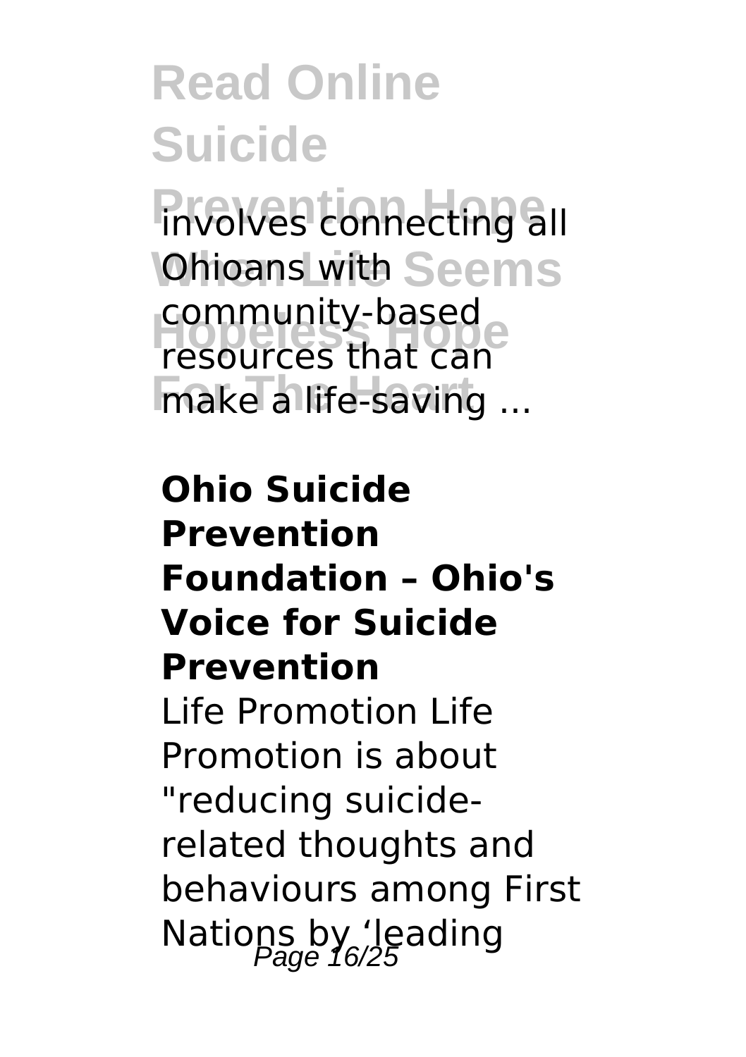involves connecting all Ohioans with community-based resources that can make a life-saving ...

**Ohio Suicide Prevention Foundation – Ohio's Voice for Suicide Prevention**

Life Promotion Life Promotion is about "reducing suicide-related thoughts and behaviours among First Nations by 'leading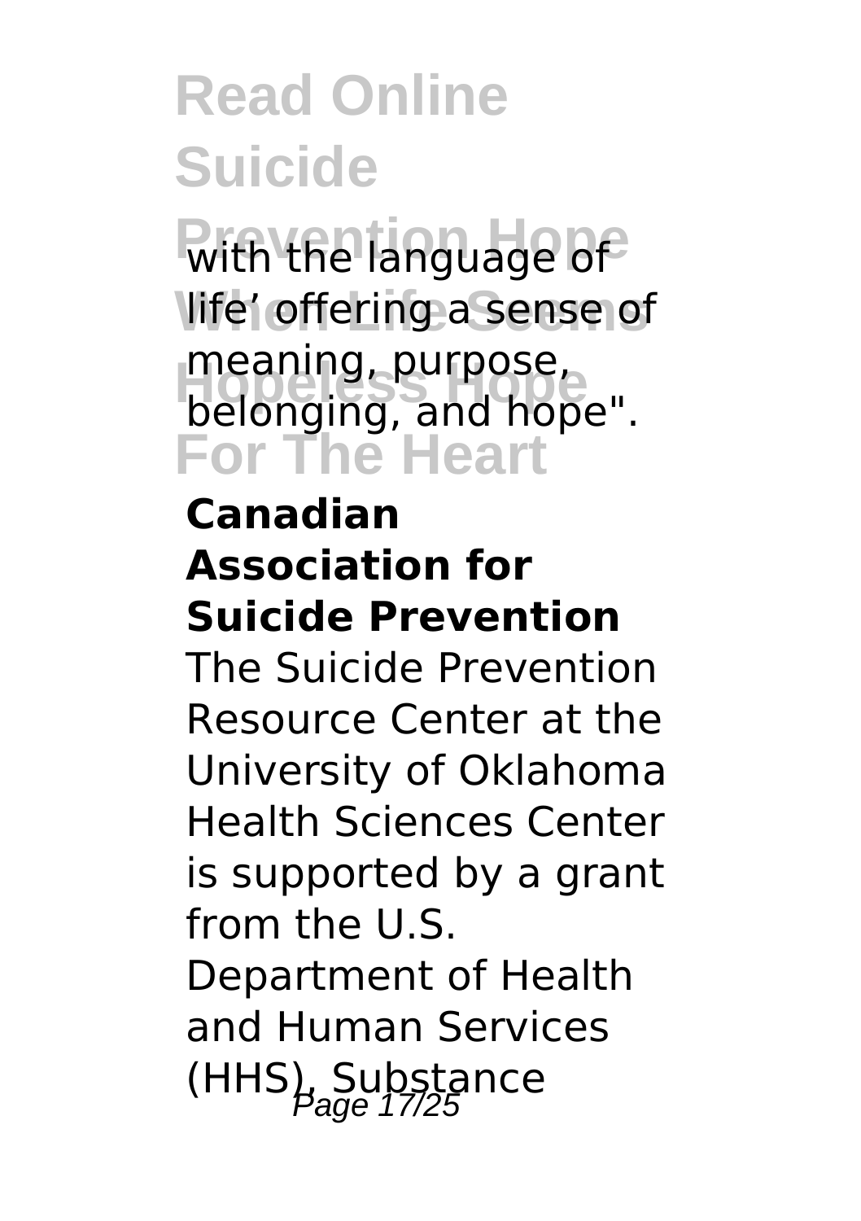with the language of life' offering a sense of meaning, purpose, belonging, and hope".

**Canadian Association for Suicide Prevention**

The Suicide Prevention Resource Center at the University of Oklahoma Health Sciences Center is supported by a grant from the U.S. Department of Health and Human Services (HHS), Substance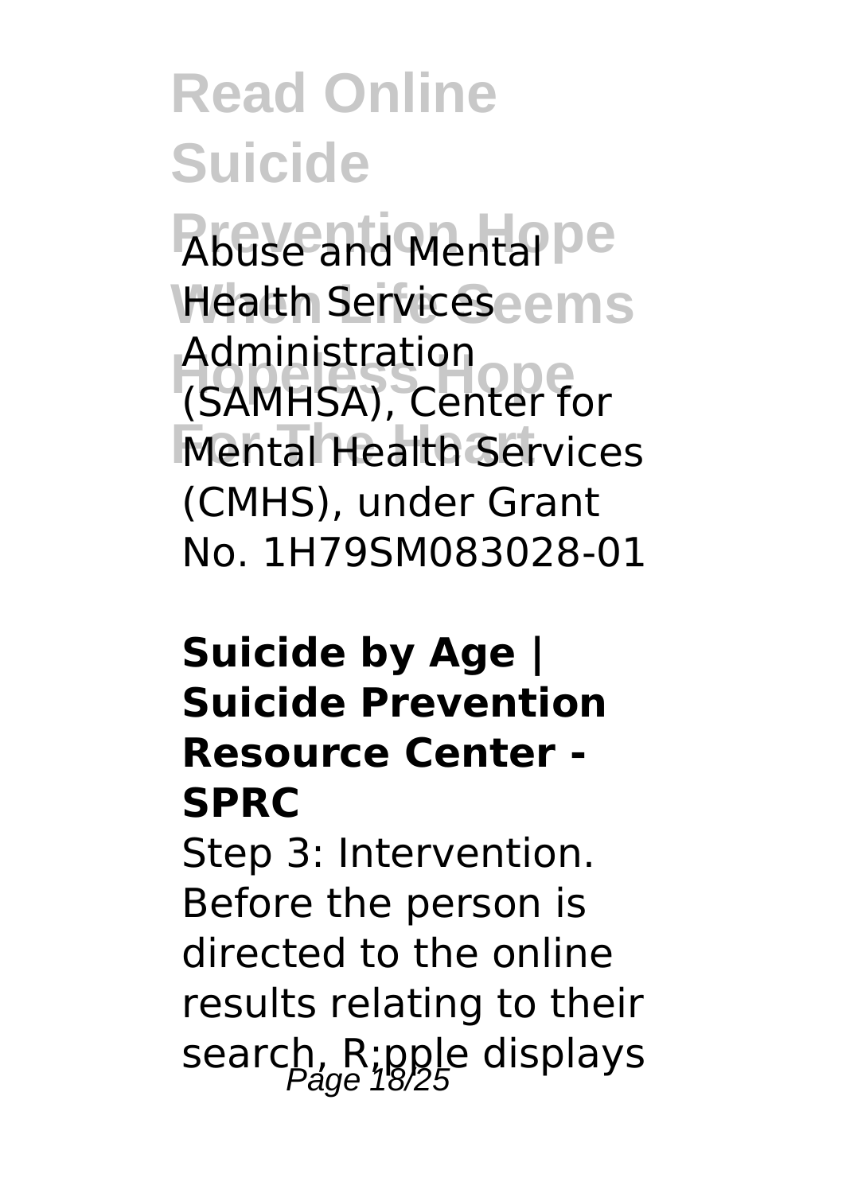Abuse and Mental Health Services Administration (SAMHSA), Center for Mental Health Services (CMHS), under Grant No. 1H79SM083028-01

**Suicide by Age | Suicide Prevention Resource Center - SPRC**

Step 3: Intervention. Before the person is directed to the online results relating to their search, R;pple displays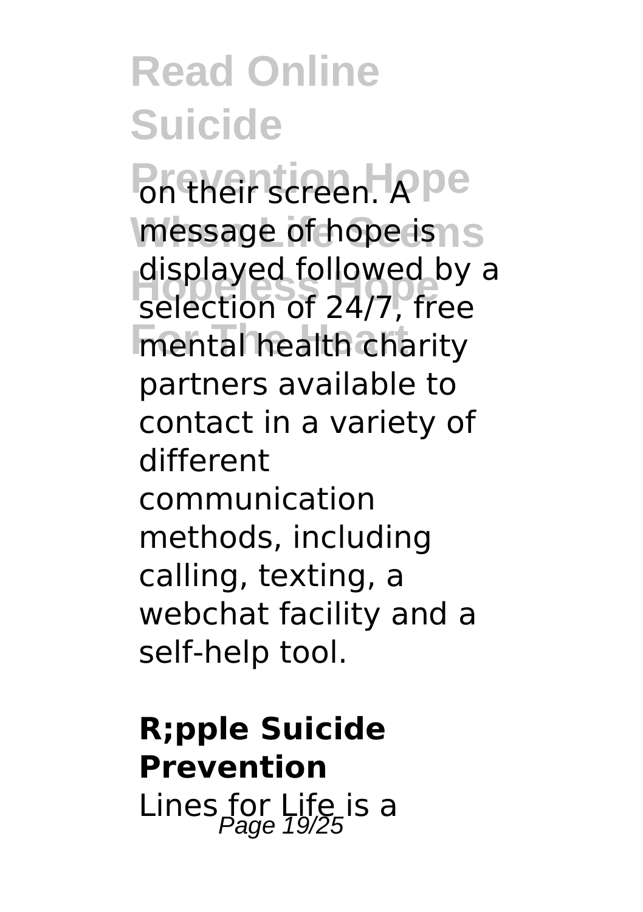on their screen. A message of hope is displayed followed by a selection of 24/7, free mental health charity partners available to contact in a variety of different communication methods, including calling, texting, a webchat facility and a self-help tool.

**R;pple Suicide Prevention**

Lines for Life is a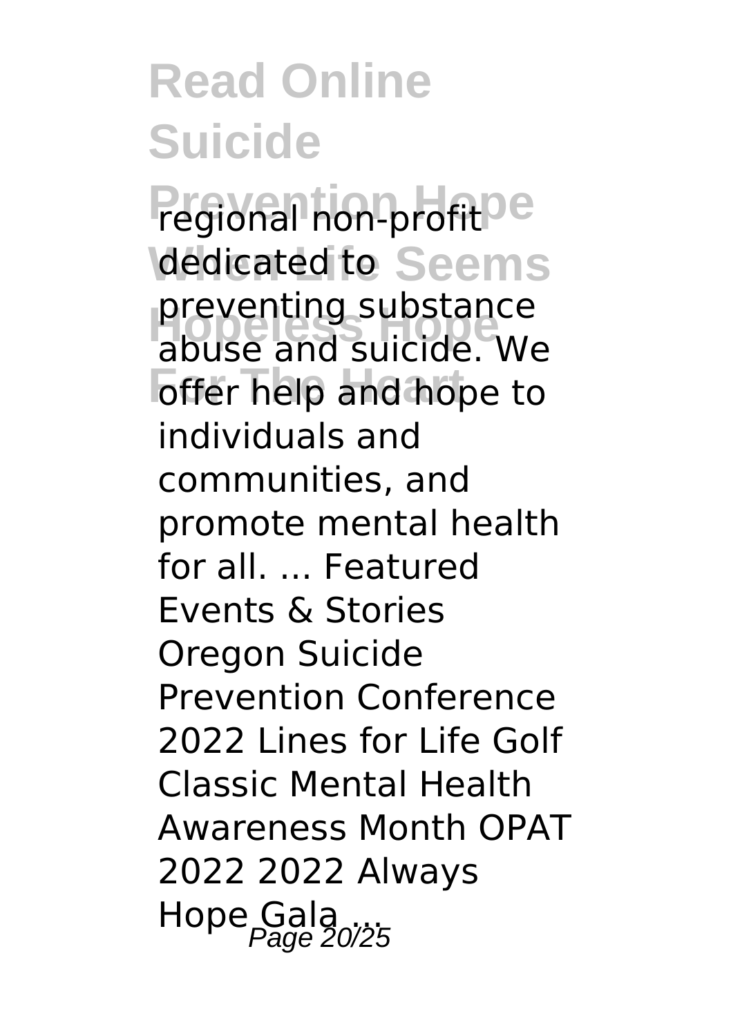regional non-profit dedicated to preventing substance abuse and suicide. We offer help and hope to individuals and communities, and promote mental health for all. ... Featured Events & Stories Oregon Suicide Prevention Conference 2022 Lines for Life Golf Classic Mental Health Awareness Month OPAT 2022 2022 Always Hope Gala ...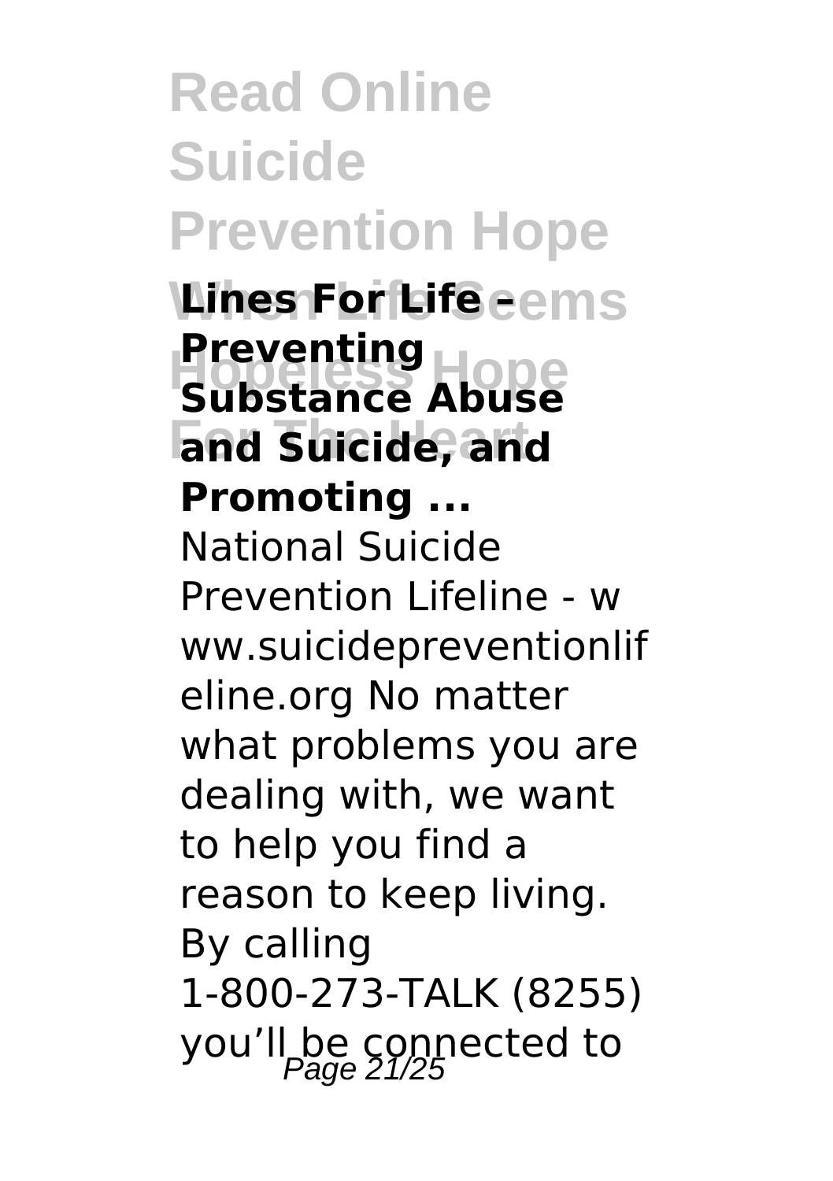## Lines For Life - Preventing Substance Abuse and Suicide, and Promoting ...

National Suicide Prevention Lifeline - www.suicidepreventionlifeline.org No matter what problems you are dealing with, we want to help you find a reason to keep living. By calling 1-800-273-TALK (8255) you'll be connected to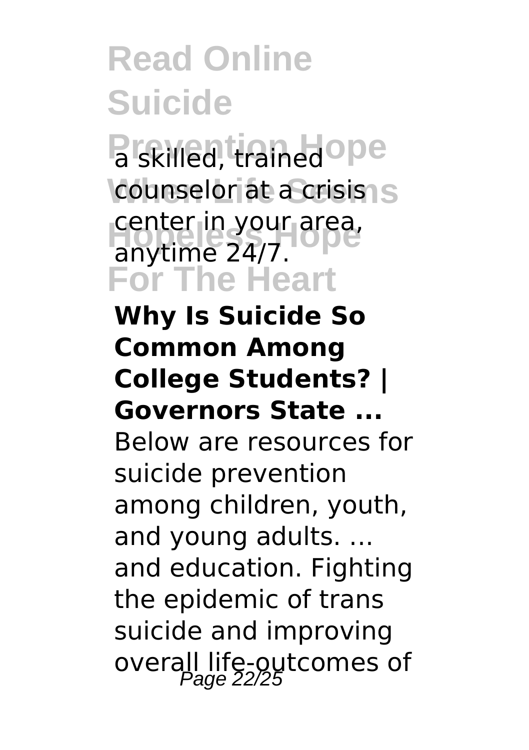a skilled, trained counselor at a crisis center in your area, anytime 24/7.

**Why Is Suicide So Common Among College Students? | Governors State ...**

Below are resources for suicide prevention among children, youth, and young adults. ... and education. Fighting the epidemic of trans suicide and improving overall life-outcomes of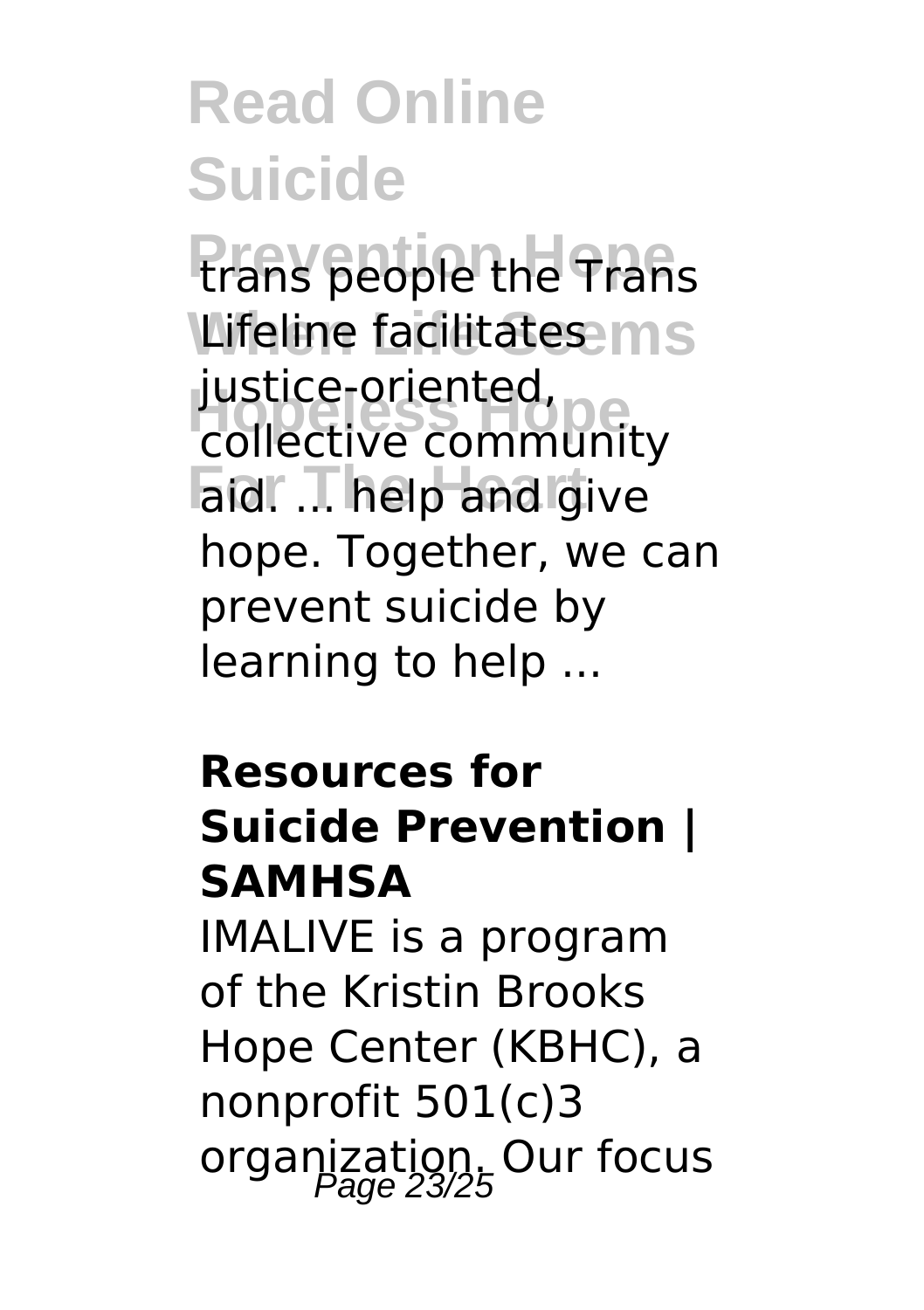trans people the Trans Lifeline facilitates justice-oriented, collective community aid. ... help and give hope. Together, we can prevent suicide by learning to help ...

**Resources for Suicide Prevention | SAMHSA**

IMALIVE is a program of the Kristin Brooks Hope Center (KBHC), a nonprofit 501(c)3 organization. Our focus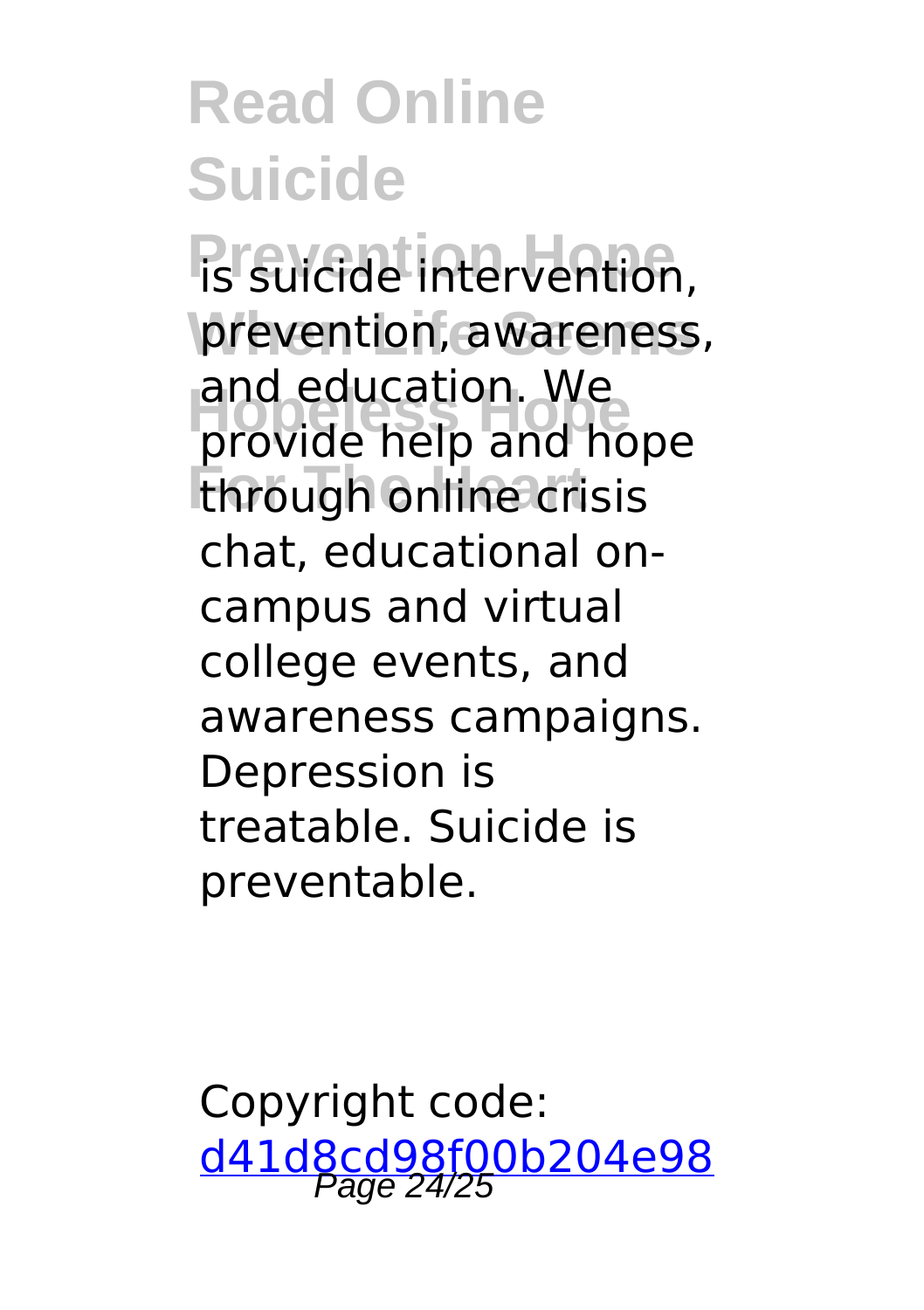is suicide intervention, prevention, awareness, and education. We provide help and hope through online crisis chat, educational on-campus and virtual college events, and awareness campaigns. Depression is treatable. Suicide is preventable.

Copyright code: [d41d8cd98f00b204e98](d41d8cd98f00b204e98)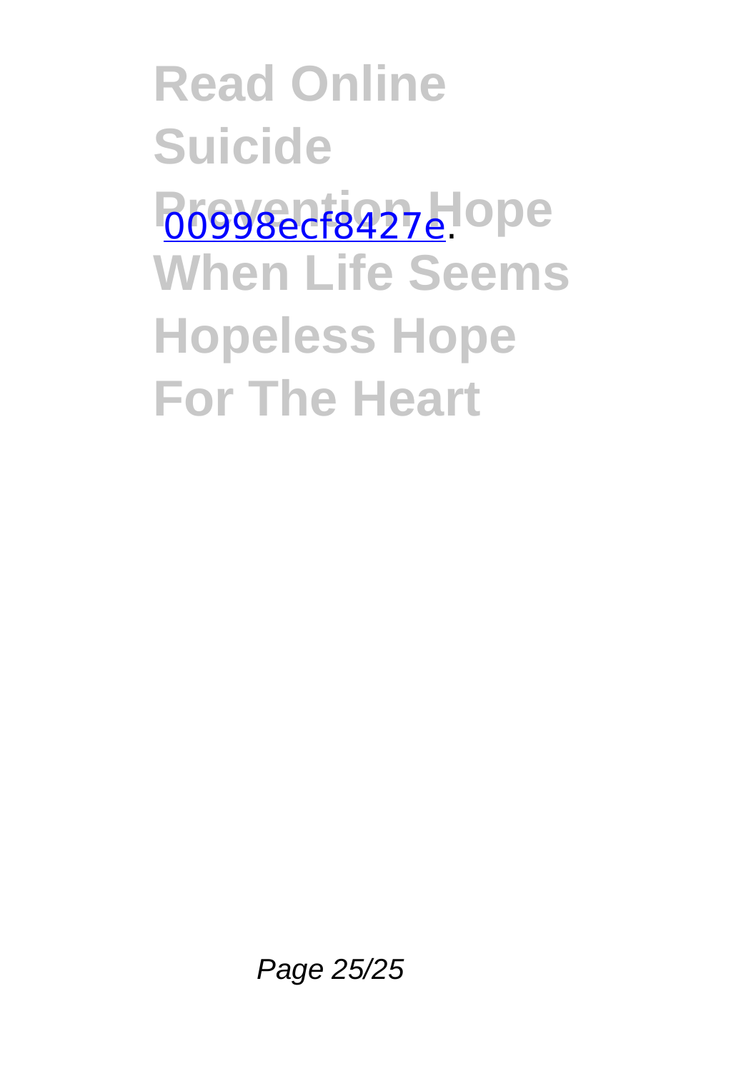# Read Online Suicide Prevention Hope When Life Seems Hopeless Hope For The Heart

[00998ecf8427e](00998ecf8427e).